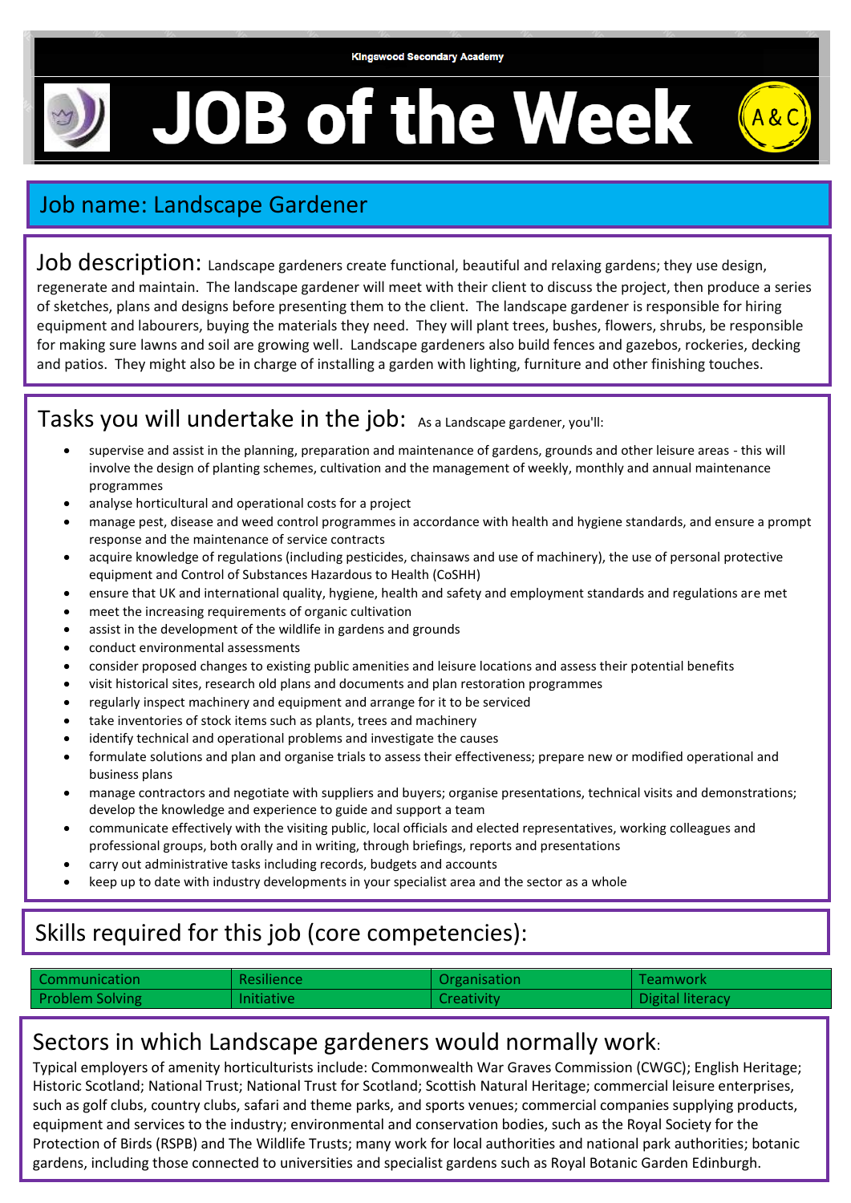Kingswood Secondary Academy

# JOB of the Week

A&C

## Job name: Landscape Gardener

## Job description:

Landscape gardeners create functional, beautiful and relaxing gardens; they use design, regenerate and maintain. The landscape gardener will meet with their client to discuss the project, then produce a series of sketches, plans and designs before presenting them to the client. The landscape gardener is responsible for hiring equipment and labourers, buying the materials they need. They will plant trees, bushes, flowers, shrubs, be responsible for making sure lawns and soil are growing well. Landscape gardeners also build fences and gazebos, rockeries, decking and patios. They might also be in charge of installing a garden with lighting, furniture and other finishing touches.

## Tasks you will undertake in the job:

As a Landscape gardener, you'll:

- supervise and assist in the planning, preparation and maintenance of gardens, grounds and other leisure areas - this will involve the design of planting schemes, cultivation and the management of weekly, monthly and annual maintenance programmes
- analyse horticultural and operational costs for a project
- manage pest, disease and weed control programmes in accordance with health and hygiene standards, and ensure a prompt response and the maintenance of service contracts
- acquire knowledge of regulations (including pesticides, chainsaws and use of machinery), the use of personal protective equipment and Control of Substances Hazardous to Health (CoSHH)
- ensure that UK and international quality, hygiene, health and safety and employment standards and regulations are met
- meet the increasing requirements of organic cultivation
- assist in the development of the wildlife in gardens and grounds
- conduct environmental assessments
- consider proposed changes to existing public amenities and leisure locations and assess their potential benefits
- visit historical sites, research old plans and documents and plan restoration programmes
- regularly inspect machinery and equipment and arrange for it to be serviced
- take inventories of stock items such as plants, trees and machinery
- identify technical and operational problems and investigate the causes
- formulate solutions and plan and organise trials to assess their effectiveness; prepare new or modified operational and business plans
- manage contractors and negotiate with suppliers and buyers; organise presentations, technical visits and demonstrations; develop the knowledge and experience to guide and support a team
- communicate effectively with the visiting public, local officials and elected representatives, working colleagues and professional groups, both orally and in writing, through briefings, reports and presentations
- carry out administrative tasks including records, budgets and accounts
- keep up to date with industry developments in your specialist area and the sector as a whole

## Skills required for this job (core competencies):

| | | | |
|---|---|---|---|
| Communication | Resilience | Organisation | Teamwork |
| Problem Solving | Initiative | Creativity | Digital literacy |

## Sectors in which Landscape gardeners would normally work:

Typical employers of amenity horticulturists include: Commonwealth War Graves Commission (CWGC); English Heritage; Historic Scotland; National Trust; National Trust for Scotland; Scottish Natural Heritage; commercial leisure enterprises, such as golf clubs, country clubs, safari and theme parks, and sports venues; commercial companies supplying products, equipment and services to the industry; environmental and conservation bodies, such as the Royal Society for the Protection of Birds (RSPB) and The Wildlife Trusts; many work for local authorities and national park authorities; botanic gardens, including those connected to universities and specialist gardens such as Royal Botanic Garden Edinburgh.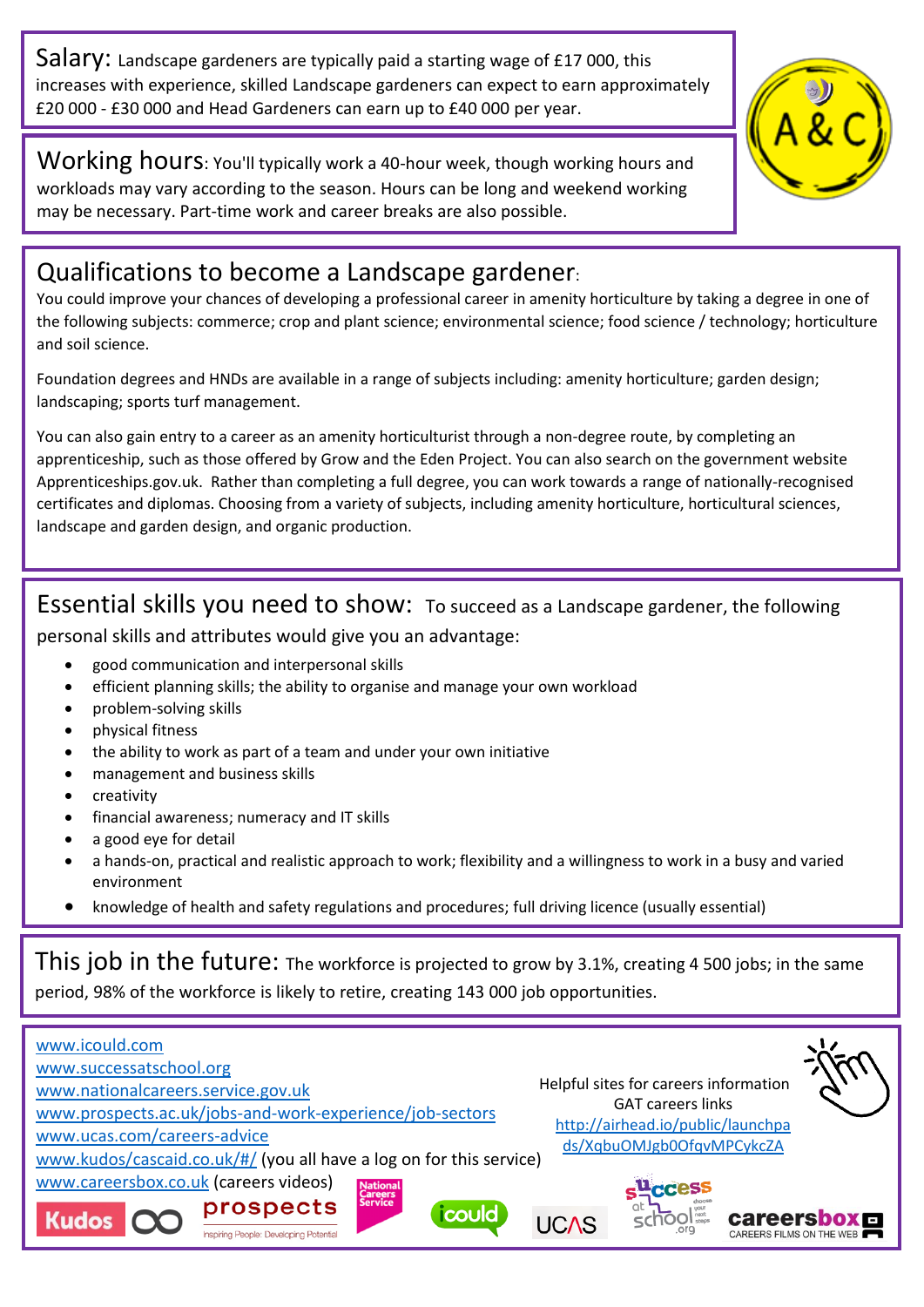**Salary:** Landscape gardeners are typically paid a starting wage of £17 000, this increases with experience, skilled Landscape gardeners can expect to earn approximately £20 000 - £30 000 and Head Gardeners can earn up to £40 000 per year.

**Working hours:** You'll typically work a 40-hour week, though working hours and workloads may vary according to the season. Hours can be long and weekend working may be necessary. Part-time work and career breaks are also possible.

## Qualifications to become a Landscape gardener:

You could improve your chances of developing a professional career in amenity horticulture by taking a degree in one of the following subjects: commerce; crop and plant science; environmental science; food science / technology; horticulture and soil science.

Foundation degrees and HNDs are available in a range of subjects including: amenity horticulture; garden design; landscaping; sports turf management.

You can also gain entry to a career as an amenity horticulturist through a non-degree route, by completing an apprenticeship, such as those offered by Grow and the Eden Project. You can also search on the government website Apprenticeships.gov.uk. Rather than completing a full degree, you can work towards a range of nationally-recognised certificates and diplomas. Choosing from a variety of subjects, including amenity horticulture, horticultural sciences, landscape and garden design, and organic production.

## Essential skills you need to show:

To succeed as a Landscape gardener, the following personal skills and attributes would give you an advantage:

- good communication and interpersonal skills
- efficient planning skills; the ability to organise and manage your own workload
- problem-solving skills
- physical fitness
- the ability to work as part of a team and under your own initiative
- management and business skills
- creativity
- financial awareness; numeracy and IT skills
- a good eye for detail
- a hands-on, practical and realistic approach to work; flexibility and a willingness to work in a busy and varied environment
- knowledge of health and safety regulations and procedures; full driving licence (usually essential)

## This job in the future:

The workforce is projected to grow by 3.1%, creating 4 500 jobs; in the same period, 98% of the workforce is likely to retire, creating 143 000 job opportunities.

www.icould.com
www.successatschool.org
www.nationalcareers.service.gov.uk
www.prospects.ac.uk/jobs-and-work-experience/job-sectors
www.ucas.com/careers-advice
www.kudos/cascaid.co.uk/#/ (you all have a log on for this service)
www.careersbox.co.uk (careers videos)

Helpful sites for careers information
GAT careers links
http://airhead.io/public/launchpads/XqbuOMJgb0OfqvMPCykcZA